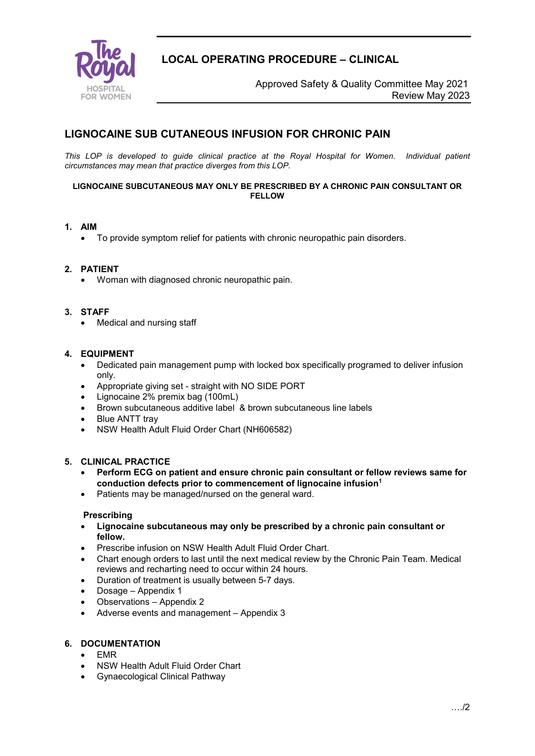# LOCAL OPERATING PROCEDURE – CLINICAL

Approved Safety & Quality Committee May 2021
Review May 2023

## LIGNOCAINE SUB CUTANEOUS INFUSION FOR CHRONIC PAIN

*This LOP is developed to guide clinical practice at the Royal Hospital for Women. Individual patient circumstances may mean that practice diverges from this LOP.*

**LIGNOCAINE SUBCUTANEOUS MAY ONLY BE PRESCRIBED BY A CHRONIC PAIN CONSULTANT OR FELLOW**

### 1. AIM

- To provide symptom relief for patients with chronic neuropathic pain disorders.

### 2. PATIENT

- Woman with diagnosed chronic neuropathic pain.

### 3. STAFF

- Medical and nursing staff

### 4. EQUIPMENT

- Dedicated pain management pump with locked box specifically programed to deliver infusion only.
- Appropriate giving set - straight with NO SIDE PORT
- Lignocaine 2% premix bag (100mL)
- Brown subcutaneous additive label & brown subcutaneous line labels
- Blue ANTT tray
- NSW Health Adult Fluid Order Chart (NH606582)

### 5. CLINICAL PRACTICE

- **Perform ECG on patient and ensure chronic pain consultant or fellow reviews same for conduction defects prior to commencement of lignocaine infusion[1]**
- Patients may be managed/nursed on the general ward.

**Prescribing**

- **Lignocaine subcutaneous may only be prescribed by a chronic pain consultant or fellow.**
- Prescribe infusion on NSW Health Adult Fluid Order Chart.
- Chart enough orders to last until the next medical review by the Chronic Pain Team. Medical reviews and recharting need to occur within 24 hours.
- Duration of treatment is usually between 5-7 days.
- Dosage – Appendix 1
- Observations – Appendix 2
- Adverse events and management – Appendix 3

### 6. DOCUMENTATION

- EMR
- NSW Health Adult Fluid Order Chart
- Gynaecological Clinical Pathway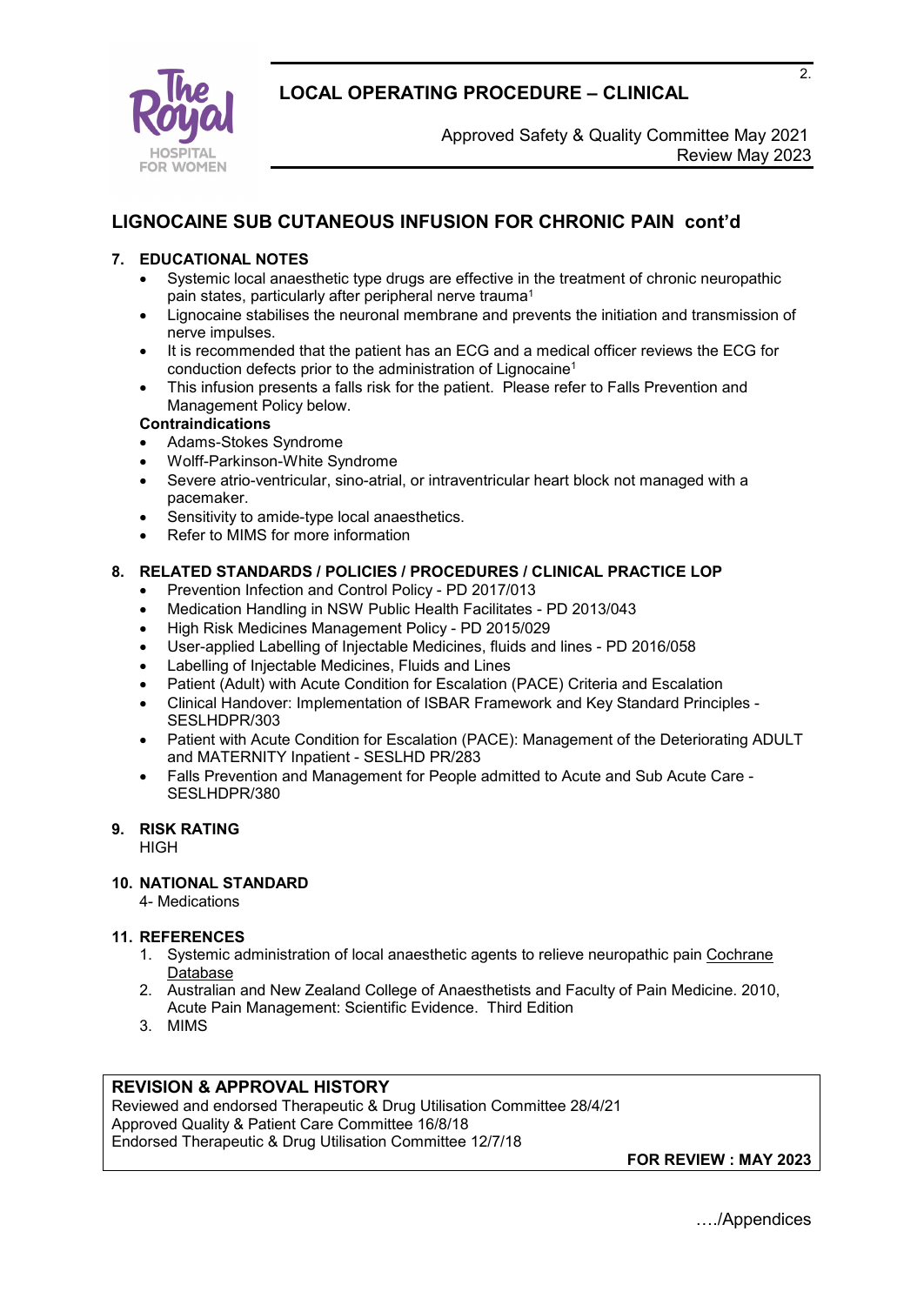## LIGNOCAINE SUB CUTANEOUS INFUSION FOR CHRONIC PAIN cont'd

### 7. EDUCATIONAL NOTES

- Systemic local anaesthetic type drugs are effective in the treatment of chronic neuropathic pain states, particularly after peripheral nerve trauma[1]
- Lignocaine stabilises the neuronal membrane and prevents the initiation and transmission of nerve impulses.
- It is recommended that the patient has an ECG and a medical officer reviews the ECG for conduction defects prior to the administration of Lignocaine[1]
- This infusion presents a falls risk for the patient. Please refer to Falls Prevention and Management Policy below.

**Contraindications**

- Adams-Stokes Syndrome
- Wolff-Parkinson-White Syndrome
- Severe atrio-ventricular, sino-atrial, or intraventricular heart block not managed with a pacemaker.
- Sensitivity to amide-type local anaesthetics.
- Refer to MIMS for more information

### 8. RELATED STANDARDS / POLICIES / PROCEDURES / CLINICAL PRACTICE LOP

- Prevention Infection and Control Policy - PD 2017/013
- Medication Handling in NSW Public Health Facilitates - PD 2013/043
- High Risk Medicines Management Policy - PD 2015/029
- User-applied Labelling of Injectable Medicines, fluids and lines - PD 2016/058
- Labelling of Injectable Medicines, Fluids and Lines
- Patient (Adult) with Acute Condition for Escalation (PACE) Criteria and Escalation
- Clinical Handover: Implementation of ISBAR Framework and Key Standard Principles - SESLHDPR/303
- Patient with Acute Condition for Escalation (PACE): Management of the Deteriorating ADULT and MATERNITY Inpatient - SESLHD PR/283
- Falls Prevention and Management for People admitted to Acute and Sub Acute Care - SESLHDPR/380

### 9. RISK RATING

HIGH

### 10. NATIONAL STANDARD

4- Medications

### 11. REFERENCES

1. Systemic administration of local anaesthetic agents to relieve neuropathic pain Cochrane Database
2. Australian and New Zealand College of Anaesthetists and Faculty of Pain Medicine. 2010, Acute Pain Management: Scientific Evidence. Third Edition
3. MIMS

**REVISION & APPROVAL HISTORY**

Reviewed and endorsed Therapeutic & Drug Utilisation Committee 28/4/21
Approved Quality & Patient Care Committee 16/8/18
Endorsed Therapeutic & Drug Utilisation Committee 12/7/18

**FOR REVIEW : MAY 2023**

…./Appendices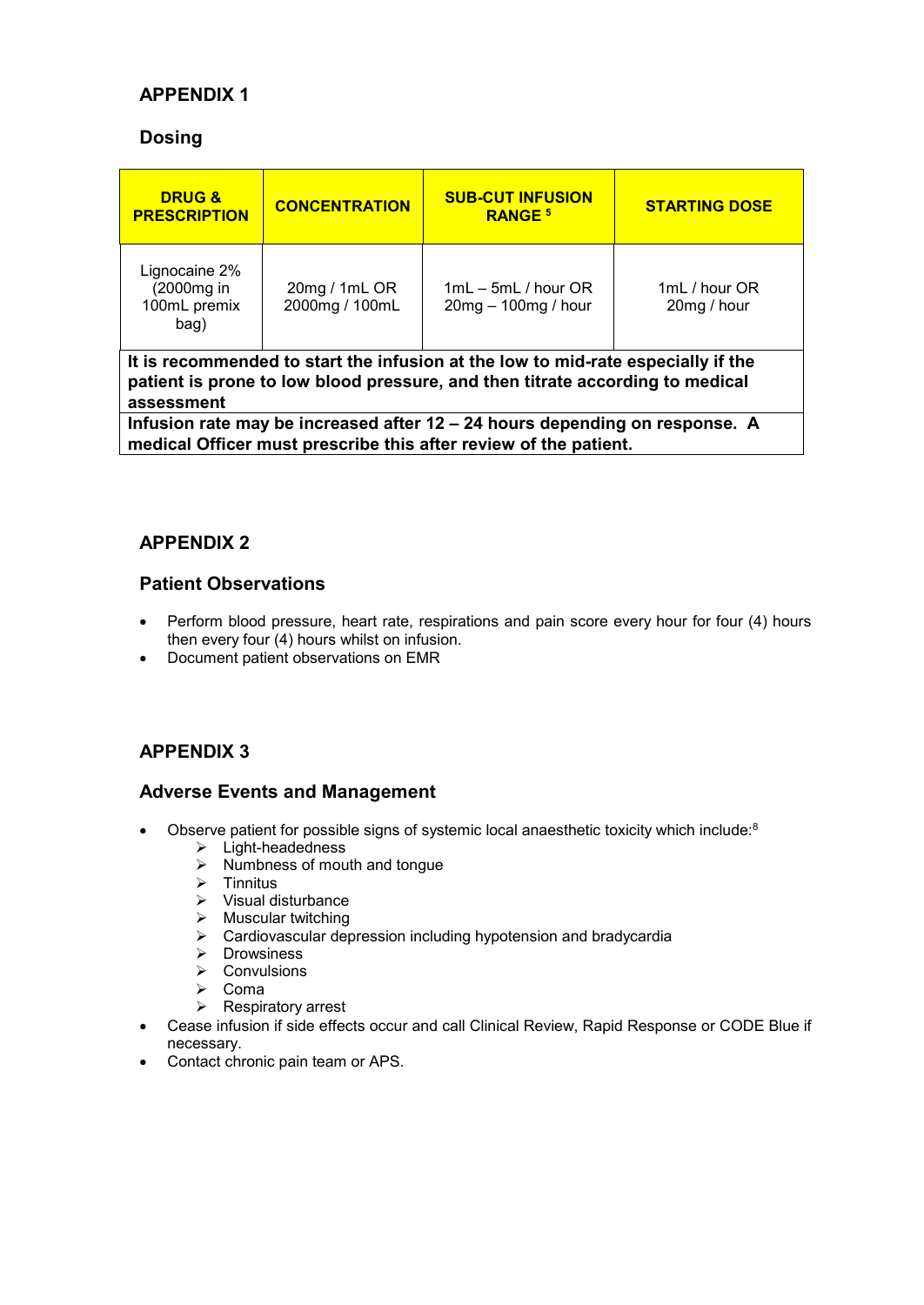## APPENDIX 1

### Dosing

| DRUG & PRESCRIPTION | CONCENTRATION | SUB-CUT INFUSION RANGE [5] | STARTING DOSE |
|---|---|---|---|
| Lignocaine 2% (2000mg in 100mL premix bag) | 20mg / 1mL OR 2000mg / 100mL | 1mL – 5mL / hour OR 20mg – 100mg / hour | 1mL / hour OR 20mg / hour |
| **It is recommended to start the infusion at the low to mid-rate especially if the patient is prone to low blood pressure, and then titrate according to medical assessment** | | | |
| **Infusion rate may be increased after 12 – 24 hours depending on response. A medical Officer must prescribe this after review of the patient.** | | | |

## APPENDIX 2

### Patient Observations

- Perform blood pressure, heart rate, respirations and pain score every hour for four (4) hours then every four (4) hours whilst on infusion.
- Document patient observations on EMR

## APPENDIX 3

### Adverse Events and Management

- Observe patient for possible signs of systemic local anaesthetic toxicity which include:[8]
  - Light-headedness
  - Numbness of mouth and tongue
  - Tinnitus
  - Visual disturbance
  - Muscular twitching
  - Cardiovascular depression including hypotension and bradycardia
  - Drowsiness
  - Convulsions
  - Coma
  - Respiratory arrest
- Cease infusion if side effects occur and call Clinical Review, Rapid Response or CODE Blue if necessary.
- Contact chronic pain team or APS.